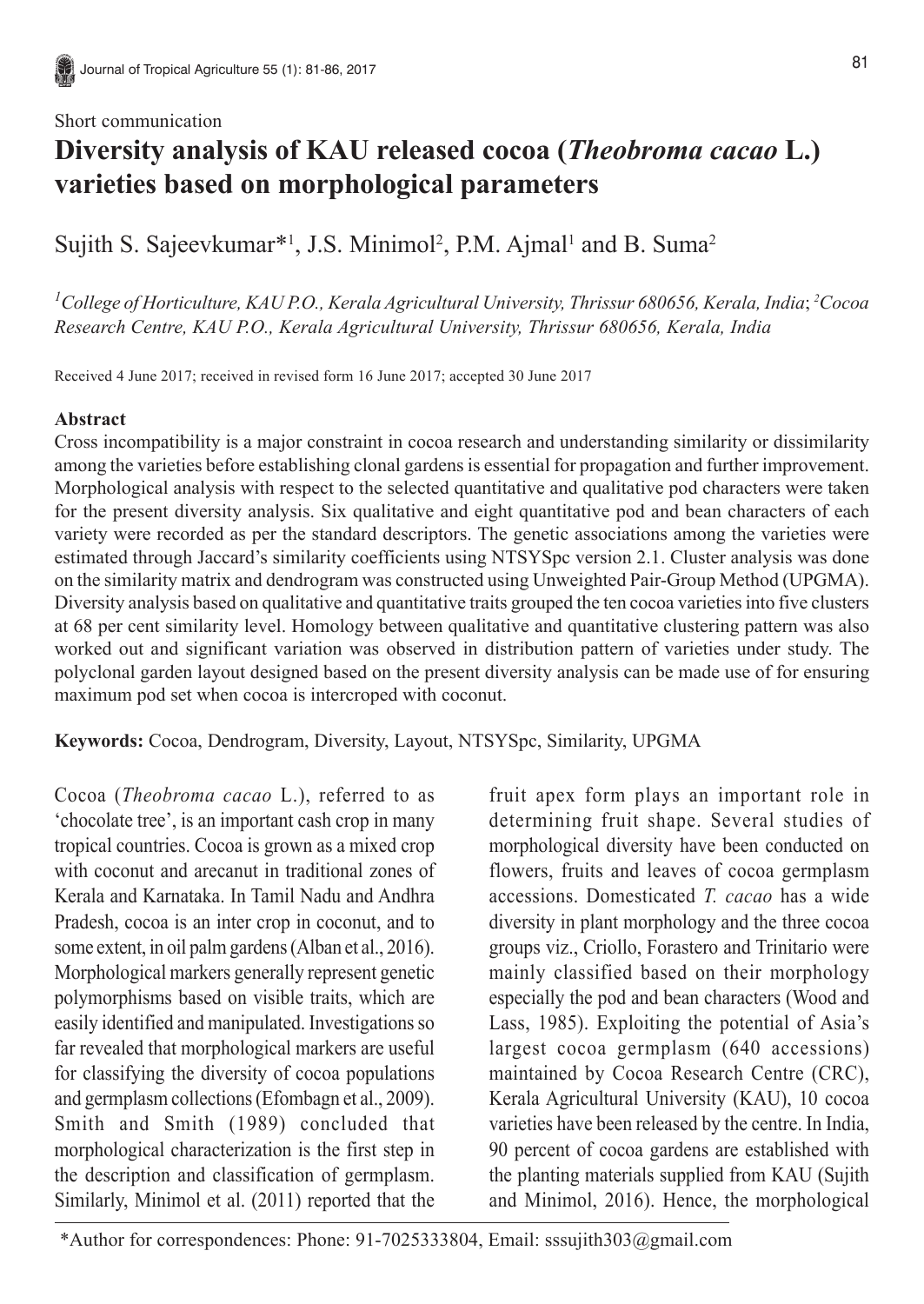Short communication

# Diversity analysis of KAU released cocoa (*Theobroma cacao* L.) varieties based on morphological parameters

Sujith S. Sajeevkumar*[1], J.S. Minimol[2], P.M. Ajmal[1] and B. Suma[2]

*[1]College of Horticulture, KAU P.O., Kerala Agricultural University, Thrissur 680656, Kerala, India*; *[2]Cocoa Research Centre, KAU P.O., Kerala Agricultural University, Thrissur 680656, Kerala, India*

Received 4 June 2017; received in revised form 16 June 2017; accepted 30 June 2017

### Abstract

Cross incompatibility is a major constraint in cocoa research and understanding similarity or dissimilarity among the varieties before establishing clonal gardens is essential for propagation and further improvement. Morphological analysis with respect to the selected quantitative and qualitative pod characters were taken for the present diversity analysis. Six qualitative and eight quantitative pod and bean characters of each variety were recorded as per the standard descriptors. The genetic associations among the varieties were estimated through Jaccard's similarity coefficients using NTSYSpc version 2.1. Cluster analysis was done on the similarity matrix and dendrogram was constructed using Unweighted Pair-Group Method (UPGMA). Diversity analysis based on qualitative and quantitative traits grouped the ten cocoa varieties into five clusters at 68 per cent similarity level. Homology between qualitative and quantitative clustering pattern was also worked out and significant variation was observed in distribution pattern of varieties under study. The polyclonal garden layout designed based on the present diversity analysis can be made use of for ensuring maximum pod set when cocoa is intercroped with coconut.

**Keywords:** Cocoa, Dendrogram, Diversity, Layout, NTSYSpc, Similarity, UPGMA

Cocoa (*Theobroma cacao* L.), referred to as 'chocolate tree', is an important cash crop in many tropical countries. Cocoa is grown as a mixed crop with coconut and arecanut in traditional zones of Kerala and Karnataka. In Tamil Nadu and Andhra Pradesh, cocoa is an inter crop in coconut, and to some extent, in oil palm gardens (Alban et al., 2016). Morphological markers generally represent genetic polymorphisms based on visible traits, which are easily identified and manipulated. Investigations so far revealed that morphological markers are useful for classifying the diversity of cocoa populations and germplasm collections (Efombagn et al., 2009). Smith and Smith (1989) concluded that morphological characterization is the first step in the description and classification of germplasm. Similarly, Minimol et al. (2011) reported that the fruit apex form plays an important role in determining fruit shape. Several studies of morphological diversity have been conducted on flowers, fruits and leaves of cocoa germplasm accessions. Domesticated *T. cacao* has a wide diversity in plant morphology and the three cocoa groups viz., Criollo, Forastero and Trinitario were mainly classified based on their morphology especially the pod and bean characters (Wood and Lass, 1985). Exploiting the potential of Asia's largest cocoa germplasm (640 accessions) maintained by Cocoa Research Centre (CRC), Kerala Agricultural University (KAU), 10 cocoa varieties have been released by the centre. In India, 90 percent of cocoa gardens are established with the planting materials supplied from KAU (Sujith and Minimol, 2016). Hence, the morphological

*Author for correspondences: Phone: 91-7025333804, Email: sssujith303@gmail.com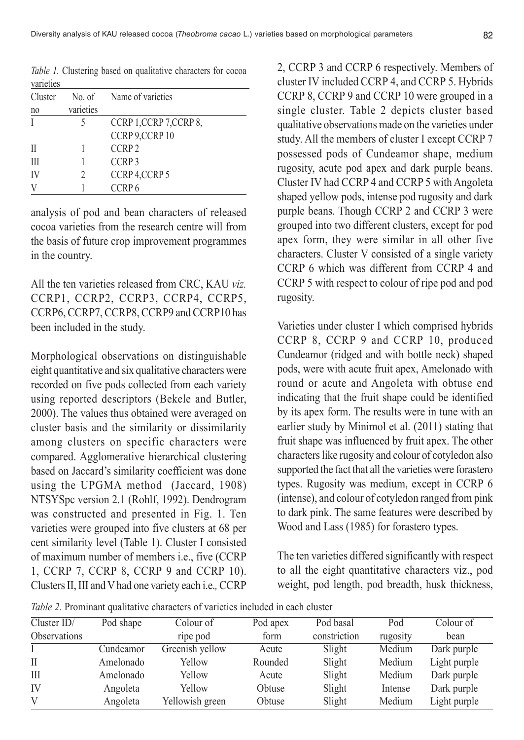*Table 1.* Clustering based on qualitative characters for cocoa varieties

| Cluster no | No. of varieties | Name of varieties |
|---|---|---|
| I | 5 | CCRP 1,CCRP 7,CCRP 8, CCRP 9,CCRP 10 |
| II | 1 | CCRP 2 |
| III | 1 | CCRP 3 |
| IV | 2 | CCRP 4,CCRP 5 |
| V | 1 | CCRP 6 |

analysis of pod and bean characters of released cocoa varieties from the research centre will from the basis of future crop improvement programmes in the country.

All the ten varieties released from CRC, KAU *viz.* CCRP1, CCRP2, CCRP3, CCRP4, CCRP5, CCRP6, CCRP7, CCRP8, CCRP9 and CCRP10 has been included in the study.

Morphological observations on distinguishable eight quantitative and six qualitative characters were recorded on five pods collected from each variety using reported descriptors (Bekele and Butler, 2000). The values thus obtained were averaged on cluster basis and the similarity or dissimilarity among clusters on specific characters were compared. Agglomerative hierarchical clustering based on Jaccard's similarity coefficient was done using the UPGMA method (Jaccard, 1908) NTSYSpc version 2.1 (Rohlf, 1992). Dendrogram was constructed and presented in Fig. 1. Ten varieties were grouped into five clusters at 68 per cent similarity level (Table 1). Cluster I consisted of maximum number of members i.e., five (CCRP 1, CCRP 7, CCRP 8, CCRP 9 and CCRP 10). Clusters II, III and V had one variety each i.e*.,* CCRP 2, CCRP 3 and CCRP 6 respectively. Members of cluster IV included CCRP 4, and CCRP 5. Hybrids CCRP 8, CCRP 9 and CCRP 10 were grouped in a single cluster. Table 2 depicts cluster based qualitative observations made on the varieties under study. All the members of cluster I except CCRP 7 possessed pods of Cundeamor shape, medium rugosity, acute pod apex and dark purple beans. Cluster IV had CCRP 4 and CCRP 5 with Angoleta shaped yellow pods, intense pod rugosity and dark purple beans. Though CCRP 2 and CCRP 3 were grouped into two different clusters, except for pod apex form, they were similar in all other five characters. Cluster V consisted of a single variety CCRP 6 which was different from CCRP 4 and CCRP 5 with respect to colour of ripe pod and pod rugosity.

Varieties under cluster I which comprised hybrids CCRP 8, CCRP 9 and CCRP 10, produced Cundeamor (ridged and with bottle neck) shaped pods, were with acute fruit apex, Amelonado with round or acute and Angoleta with obtuse end indicating that the fruit shape could be identified by its apex form. The results were in tune with an earlier study by Minimol et al. (2011) stating that fruit shape was influenced by fruit apex. The other characters like rugosity and colour of cotyledon also supported the fact that all the varieties were forastero types. Rugosity was medium, except in CCRP 6 (intense), and colour of cotyledon ranged from pink to dark pink. The same features were described by Wood and Lass (1985) for forastero types.

The ten varieties differed significantly with respect to all the eight quantitative characters viz., pod weight, pod length, pod breadth, husk thickness,

*Table 2*. Prominant qualitative characters of varieties included in each cluster

| Cluster ID/ Observations | Pod shape | Colour of ripe pod | Pod apex form | Pod basal constriction | Pod rugosity | Colour of bean |
|---|---|---|---|---|---|---|
| I | Cundeamor | Greenish yellow | Acute | Slight | Medium | Dark purple |
| II | Amelonado | Yellow | Rounded | Slight | Medium | Light purple |
| III | Amelonado | Yellow | Acute | Slight | Medium | Dark purple |
| IV | Angoleta | Yellow | Obtuse | Slight | Intense | Dark purple |
| V | Angoleta | Yellowish green | Obtuse | Slight | Medium | Light purple |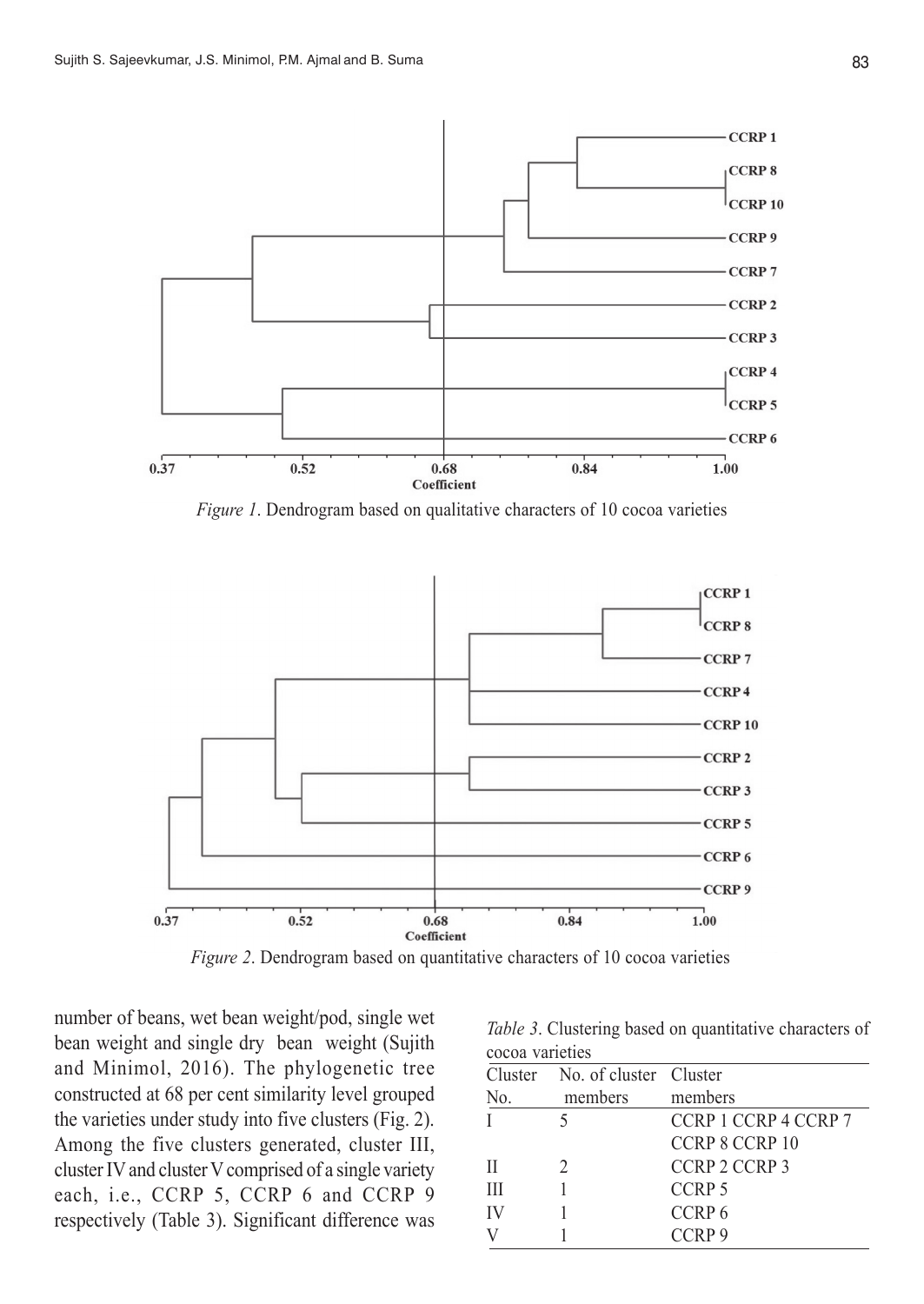*Figure 1*. Dendrogram based on qualitative characters of 10 cocoa varieties

*Figure 2*. Dendrogram based on quantitative characters of 10 cocoa varieties

number of beans, wet bean weight/pod, single wet bean weight and single dry bean weight (Sujith and Minimol, 2016). The phylogenetic tree constructed at 68 per cent similarity level grouped the varieties under study into five clusters (Fig. 2). Among the five clusters generated, cluster III, cluster IV and cluster V comprised of a single variety each, i.e., CCRP 5, CCRP 6 and CCRP 9 respectively (Table 3). Significant difference was

*Table 3*. Clustering based on quantitative characters of cocoa varieties

| Cluster No. | No. of cluster members | Cluster members |
|---|---|---|
| I | 5 | CCRP 1 CCRP 4 CCRP 7 CCRP 8 CCRP 10 |
| II | 2 | CCRP 2 CCRP 3 |
| III | 1 | CCRP 5 |
| IV | 1 | CCRP 6 |
| V | 1 | CCRP 9 |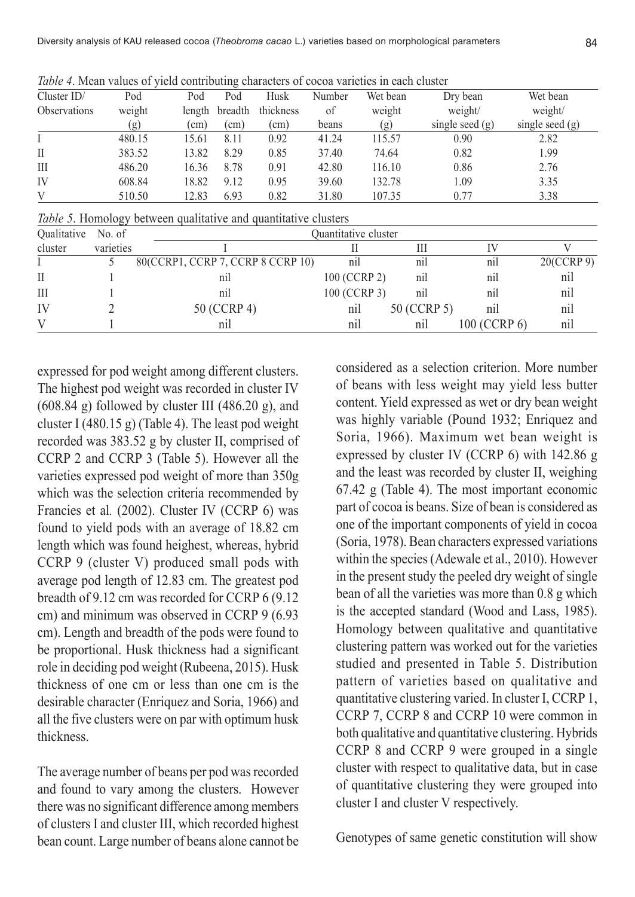*Table 4*. Mean values of yield contributing characters of cocoa varieties in each cluster

| Cluster ID/ Observations | Pod weight (g) | Pod length (cm) | Pod breadth (cm) | Husk thickness (cm) | Number of beans | Wet bean weight (g) | Dry bean weight/ single seed (g) | Wet bean weight/ single seed (g) |
|---|---|---|---|---|---|---|---|---|
| I | 480.15 | 15.61 | 8.11 | 0.92 | 41.24 | 115.57 | 0.90 | 2.82 |
| II | 383.52 | 13.82 | 8.29 | 0.85 | 37.40 | 74.64 | 0.82 | 1.99 |
| III | 486.20 | 16.36 | 8.78 | 0.91 | 42.80 | 116.10 | 0.86 | 2.76 |
| IV | 608.84 | 18.82 | 9.12 | 0.95 | 39.60 | 132.78 | 1.09 | 3.35 |
| V | 510.50 | 12.83 | 6.93 | 0.82 | 31.80 | 107.35 | 0.77 | 3.38 |

*Table 5*. Homology between qualitative and quantitative clusters

| Qualitative cluster | No. of varieties | Quantitative cluster | | | | |
|---|---|---|---|---|---|---|
| | | I | II | III | IV | V |
| I | 5 | 80(CCRP1, CCRP 7, CCRP 8 CCRP 10) | nil | nil | nil | 20(CCRP 9) |
| II | 1 | nil | 100 (CCRP 2) | nil | nil | nil |
| III | 1 | nil | 100 (CCRP 3) | nil | nil | nil |
| IV | 2 | 50 (CCRP 4) | nil | 50 (CCRP 5) | nil | nil |
| V | 1 | nil | nil | nil | 100 (CCRP 6) | nil |

expressed for pod weight among different clusters. The highest pod weight was recorded in cluster IV (608.84 g) followed by cluster III (486.20 g), and cluster I (480.15 g) (Table 4). The least pod weight recorded was 383.52 g by cluster II, comprised of CCRP 2 and CCRP 3 (Table 5). However all the varieties expressed pod weight of more than 350g which was the selection criteria recommended by Francies et al*.* (2002). Cluster IV (CCRP 6) was found to yield pods with an average of 18.82 cm length which was found heighest, whereas, hybrid CCRP 9 (cluster V) produced small pods with average pod length of 12.83 cm. The greatest pod breadth of 9.12 cm was recorded for CCRP 6 (9.12 cm) and minimum was observed in CCRP 9 (6.93 cm). Length and breadth of the pods were found to be proportional. Husk thickness had a significant role in deciding pod weight (Rubeena, 2015). Husk thickness of one cm or less than one cm is the desirable character (Enriquez and Soria, 1966) and all the five clusters were on par with optimum husk thickness.

The average number of beans per pod was recorded and found to vary among the clusters. However there was no significant difference among members of clusters I and cluster III, which recorded highest bean count. Large number of beans alone cannot be considered as a selection criterion. More number of beans with less weight may yield less butter content. Yield expressed as wet or dry bean weight was highly variable (Pound 1932; Enriquez and Soria, 1966). Maximum wet bean weight is expressed by cluster IV (CCRP 6) with 142.86 g and the least was recorded by cluster II, weighing 67.42 g (Table 4). The most important economic part of cocoa is beans. Size of bean is considered as one of the important components of yield in cocoa (Soria, 1978). Bean characters expressed variations within the species (Adewale et al., 2010). However in the present study the peeled dry weight of single bean of all the varieties was more than 0.8 g which is the accepted standard (Wood and Lass, 1985). Homology between qualitative and quantitative clustering pattern was worked out for the varieties studied and presented in Table 5. Distribution pattern of varieties based on qualitative and quantitative clustering varied. In cluster I, CCRP 1, CCRP 7, CCRP 8 and CCRP 10 were common in both qualitative and quantitative clustering. Hybrids CCRP 8 and CCRP 9 were grouped in a single cluster with respect to qualitative data, but in case of quantitative clustering they were grouped into cluster I and cluster V respectively.

Genotypes of same genetic constitution will show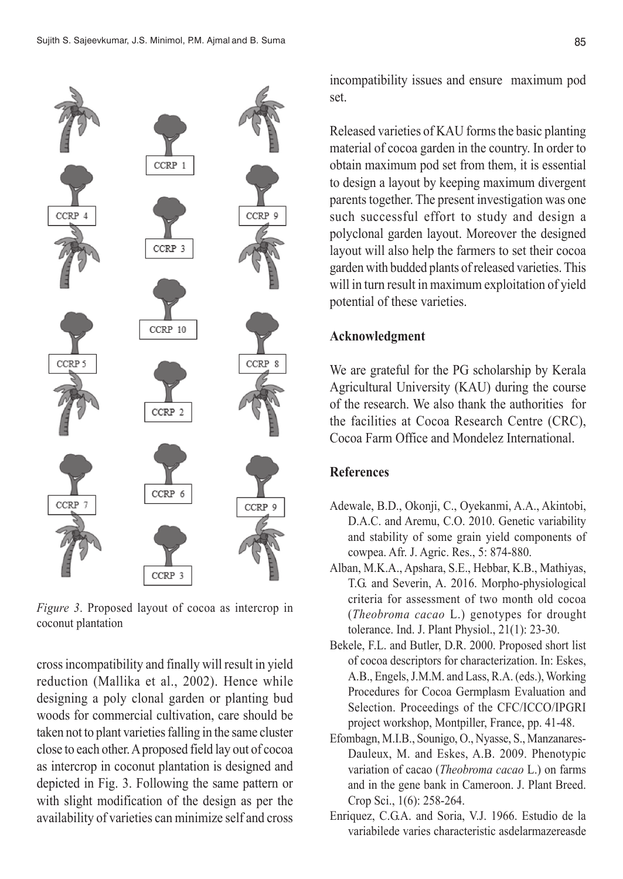*Figure 3*. Proposed layout of cocoa as intercrop in coconut plantation

cross incompatibility and finally will result in yield reduction (Mallika et al., 2002). Hence while designing a poly clonal garden or planting bud woods for commercial cultivation, care should be taken not to plant varieties falling in the same cluster close to each other. A proposed field lay out of cocoa as intercrop in coconut plantation is designed and depicted in Fig. 3. Following the same pattern or with slight modification of the design as per the availability of varieties can minimize self and cross incompatibility issues and ensure maximum pod set.

Released varieties of KAU forms the basic planting material of cocoa garden in the country. In order to obtain maximum pod set from them, it is essential to design a layout by keeping maximum divergent parents together. The present investigation was one such successful effort to study and design a polyclonal garden layout. Moreover the designed layout will also help the farmers to set their cocoa garden with budded plants of released varieties. This will in turn result in maximum exploitation of yield potential of these varieties.

## Acknowledgment

We are grateful for the PG scholarship by Kerala Agricultural University (KAU) during the course of the research. We also thank the authorities for the facilities at Cocoa Research Centre (CRC), Cocoa Farm Office and Mondelez International.

## References

Adewale, B.D., Okonji, C., Oyekanmi, A.A., Akintobi, D.A.C. and Aremu, C.O. 2010. Genetic variability and stability of some grain yield components of cowpea. Afr. J. Agric. Res., 5: 874-880.

Alban, M.K.A., Apshara, S.E., Hebbar, K.B., Mathiyas, T.G. and Severin, A. 2016. Morpho-physiological criteria for assessment of two month old cocoa (*Theobroma cacao* L.) genotypes for drought tolerance. Ind. J. Plant Physiol., 21(1): 23-30.

Bekele, F.L. and Butler, D.R. 2000. Proposed short list of cocoa descriptors for characterization. In: Eskes, A.B., Engels, J.M.M. and Lass, R.A. (eds.), Working Procedures for Cocoa Germplasm Evaluation and Selection. Proceedings of the CFC/ICCO/IPGRI project workshop, Montpiller, France, pp. 41-48.

Efombagn, M.I.B., Sounigo, O., Nyasse, S., Manzanares-Dauleux, M. and Eskes, A.B. 2009. Phenotypic variation of cacao (*Theobroma cacao* L.) on farms and in the gene bank in Cameroon. J. Plant Breed. Crop Sci., 1(6): 258-264.

Enriquez, C.G.A. and Soria, V.J. 1966. Estudio de la variabilede varies characteristic asdelarmazereasde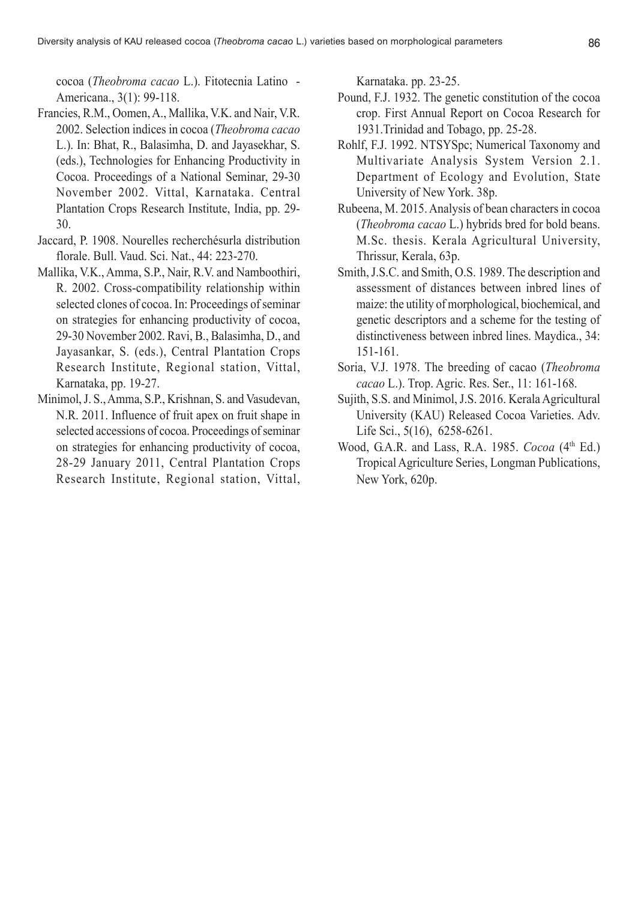cocoa (*Theobroma cacao* L.). Fitotecnia Latino - Americana., 3(1): 99-118.

Francies, R.M., Oomen, A., Mallika, V.K. and Nair, V.R. 2002. Selection indices in cocoa (*Theobroma cacao* L.). In: Bhat, R., Balasimha, D. and Jayasekhar, S. (eds.), Technologies for Enhancing Productivity in Cocoa. Proceedings of a National Seminar, 29-30 November 2002. Vittal, Karnataka. Central Plantation Crops Research Institute, India, pp. 29-30.

Jaccard, P. 1908. Nourelles recherchésurla distribution florale. Bull. Vaud. Sci. Nat., 44: 223-270.

Mallika, V.K., Amma, S.P., Nair, R.V. and Namboothiri, R. 2002. Cross-compatibility relationship within selected clones of cocoa. In: Proceedings of seminar on strategies for enhancing productivity of cocoa, 29-30 November 2002. Ravi, B., Balasimha, D., and Jayasankar, S. (eds.), Central Plantation Crops Research Institute, Regional station, Vittal, Karnataka, pp. 19-27.

Minimol, J. S., Amma, S.P., Krishnan, S. and Vasudevan, N.R. 2011. Influence of fruit apex on fruit shape in selected accessions of cocoa. Proceedings of seminar on strategies for enhancing productivity of cocoa, 28-29 January 2011, Central Plantation Crops Research Institute, Regional station, Vittal, Karnataka. pp. 23-25.

Pound, F.J. 1932. The genetic constitution of the cocoa crop. First Annual Report on Cocoa Research for 1931.Trinidad and Tobago, pp. 25-28.

Rohlf, F.J. 1992. NTSYSpc; Numerical Taxonomy and Multivariate Analysis System Version 2.1. Department of Ecology and Evolution, State University of New York. 38p.

Rubeena, M. 2015. Analysis of bean characters in cocoa (*Theobroma cacao* L.) hybrids bred for bold beans. M.Sc. thesis. Kerala Agricultural University, Thrissur, Kerala, 63p.

Smith, J.S.C. and Smith, O.S. 1989. The description and assessment of distances between inbred lines of maize: the utility of morphological, biochemical, and genetic descriptors and a scheme for the testing of distinctiveness between inbred lines. Maydica., 34: 151-161.

Soria, V.J. 1978. The breeding of cacao (*Theobroma cacao* L.). Trop. Agric. Res. Ser., 11: 161-168.

Sujith, S.S. and Minimol, J.S. 2016. Kerala Agricultural University (KAU) Released Cocoa Varieties. Adv. Life Sci., 5(16), 6258-6261.

Wood, G.A.R. and Lass, R.A. 1985. *Cocoa* (4th Ed.) Tropical Agriculture Series, Longman Publications, New York, 620p.